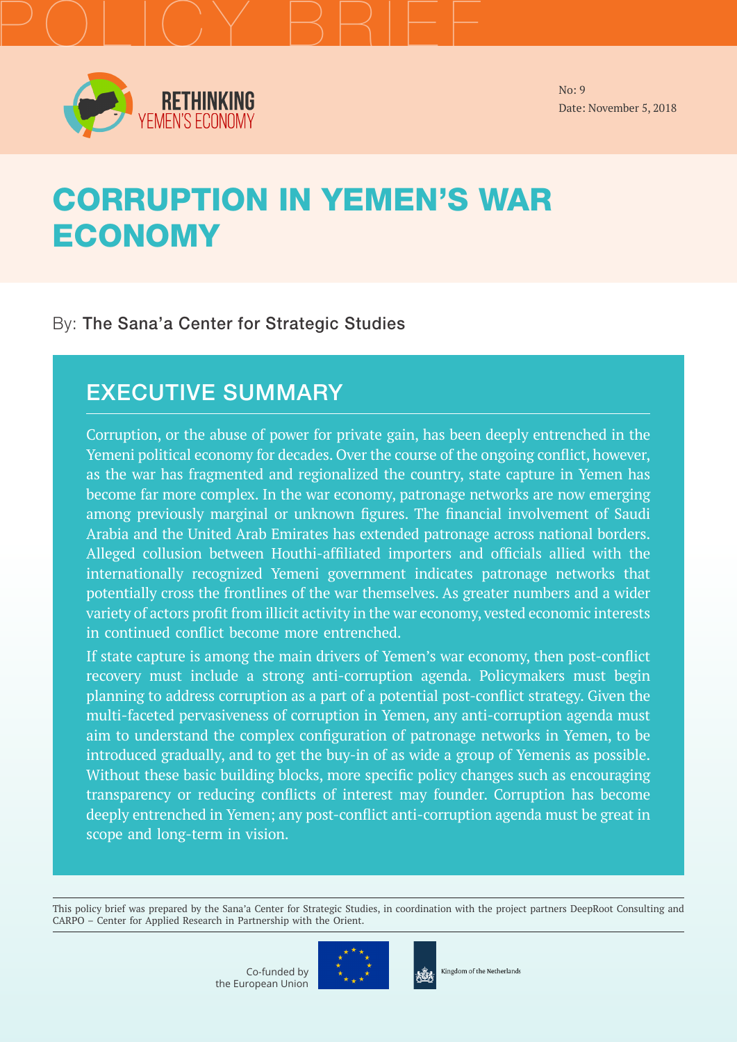POLICY BRIEF

RETHINKING YEMEN'S ECONOMY

No: 9
Date: November 5, 2018

# CORRUPTION IN YEMEN'S WAR ECONOMY

By: **The Sana'a Center for Strategic Studies**

## EXECUTIVE SUMMARY

Corruption, or the abuse of power for private gain, has been deeply entrenched in the Yemeni political economy for decades. Over the course of the ongoing conflict, however, as the war has fragmented and regionalized the country, state capture in Yemen has become far more complex. In the war economy, patronage networks are now emerging among previously marginal or unknown figures. The financial involvement of Saudi Arabia and the United Arab Emirates has extended patronage across national borders. Alleged collusion between Houthi-affiliated importers and officials allied with the internationally recognized Yemeni government indicates patronage networks that potentially cross the frontlines of the war themselves. As greater numbers and a wider variety of actors profit from illicit activity in the war economy, vested economic interests in continued conflict become more entrenched.

If state capture is among the main drivers of Yemen's war economy, then post-conflict recovery must include a strong anti-corruption agenda. Policymakers must begin planning to address corruption as a part of a potential post-conflict strategy. Given the multi-faceted pervasiveness of corruption in Yemen, any anti-corruption agenda must aim to understand the complex configuration of patronage networks in Yemen, to be introduced gradually, and to get the buy-in of as wide a group of Yemenis as possible. Without these basic building blocks, more specific policy changes such as encouraging transparency or reducing conflicts of interest may founder. Corruption has become deeply entrenched in Yemen; any post-conflict anti-corruption agenda must be great in scope and long-term in vision.

---

This policy brief was prepared by the Sana'a Center for Strategic Studies, in coordination with the project partners DeepRoot Consulting and CARPO – Center for Applied Research in Partnership with the Orient.

Co-funded by the European Union

Kingdom of the Netherlands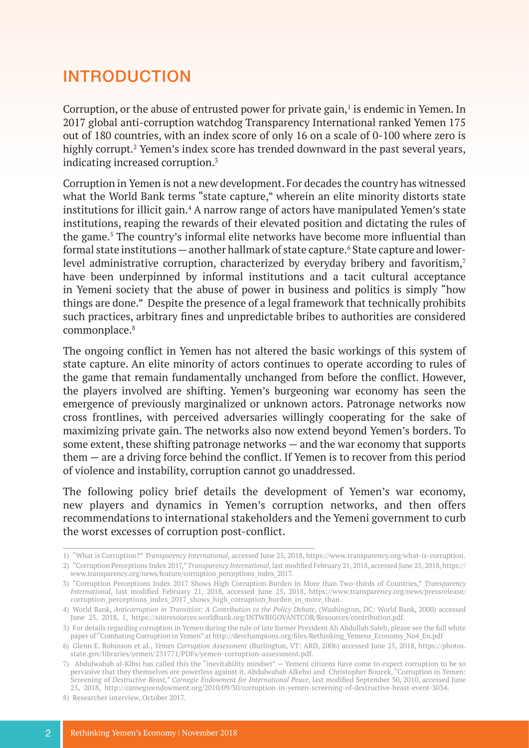## INTRODUCTION

Corruption, or the abuse of entrusted power for private gain,[1] is endemic in Yemen. In 2017 global anti-corruption watchdog Transparency International ranked Yemen 175 out of 180 countries, with an index score of only 16 on a scale of 0-100 where zero is highly corrupt.[2] Yemen's index score has trended downward in the past several years, indicating increased corruption.[3]

Corruption in Yemen is not a new development. For decades the country has witnessed what the World Bank terms "state capture," wherein an elite minority distorts state institutions for illicit gain.[4] A narrow range of actors have manipulated Yemen's state institutions, reaping the rewards of their elevated position and dictating the rules of the game.[5] The country's informal elite networks have become more influential than formal state institutions — another hallmark of state capture.[6] State capture and lower-level administrative corruption, characterized by everyday bribery and favoritism,[7] have been underpinned by informal institutions and a tacit cultural acceptance in Yemeni society that the abuse of power in business and politics is simply "how things are done." Despite the presence of a legal framework that technically prohibits such practices, arbitrary fines and unpredictable bribes to authorities are considered commonplace.[8]

The ongoing conflict in Yemen has not altered the basic workings of this system of state capture. An elite minority of actors continues to operate according to rules of the game that remain fundamentally unchanged from before the conflict. However, the players involved are shifting. Yemen's burgeoning war economy has seen the emergence of previously marginalized or unknown actors. Patronage networks now cross frontlines, with perceived adversaries willingly cooperating for the sake of maximizing private gain. The networks also now extend beyond Yemen's borders. To some extent, these shifting patronage networks — and the war economy that supports them — are a driving force behind the conflict. If Yemen is to recover from this period of violence and instability, corruption cannot go unaddressed.

The following policy brief details the development of Yemen's war economy, new players and dynamics in Yemen's corruption networks, and then offers recommendations to international stakeholders and the Yemeni government to curb the worst excesses of corruption post-conflict.

---

1) "What is Corruption?" *Transparency International*, accessed June 25, 2018, https://www.transparency.org/what-is-corruption.

2) "Corruption Perceptions Index 2017," *Transparency International*, last modified February 21, 2018, accessed June 25, 2018, https://www.transparency.org/news/feature/corruption_perceptions_index_2017.

3) "Corruption Perceptions Index 2017 Shows High Corruption Burden in More than Two-thirds of Countries," *Transparency International*, last modified February 21, 2018, accessed June 25, 2018, https://www.transparency.org/news/pressrelease/corruption_perceptions_index_2017_shows_high_corruption_burden_in_more_than.

4) World Bank, *Anticorruption in Transition: A Contribution to the Policy Debate*, (Washington, DC: World Bank, 2000) accessed June 25, 2018, 1, https://siteresources.worldbank.org/INTWBIGOVANTCOR/Resources/contribution.pdf.

5) For details regarding corruption in Yemen during the rule of late former President Ali Abdullah Saleh, please see the full white paper of "Combating Corruption in Yemen" at http://devchampions.org/files/Rethinking_Yemens_Economy_No4_En.pdf

6) Glenn E. Robinson et al., *Yemen Corruption Assessment* (Burlington, VT: ARD, 2006) accessed June 25, 2018, https://photos.state.gov/libraries/yemen/231771/PDFs/yemen-corruption-assessment.pdf.

7) Abdulwahab al-Kibsi has called this the "inevitability mindset" — Yemeni citizens have come to expect corruption to be so pervasive that they themselves are powerless against it. Abdulwahab Alkebsi and Christopher Boucek, "Corruption in Yemen: Screening of *Destructive Beast," Carnegie Endowment for International Peace*, last modified September 30, 2010, accessed June 25, 2018, http://carnegieendowment.org/2010/09/30/corruption-in-yemen-screening-of-destructive-beast-event-3034.

8) Researcher interview, October 2017.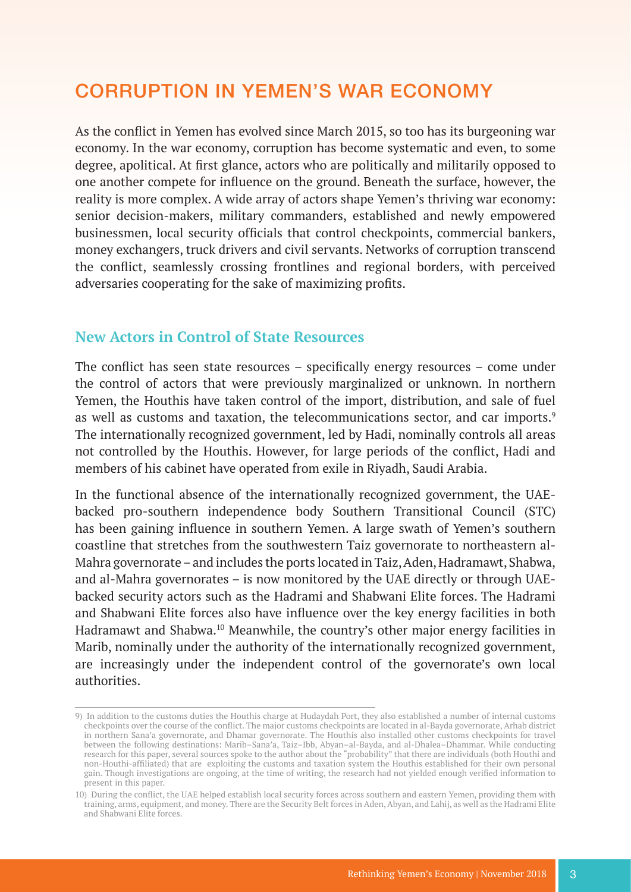# CORRUPTION IN YEMEN'S WAR ECONOMY

As the conflict in Yemen has evolved since March 2015, so too has its burgeoning war economy. In the war economy, corruption has become systematic and even, to some degree, apolitical. At first glance, actors who are politically and militarily opposed to one another compete for influence on the ground. Beneath the surface, however, the reality is more complex. A wide array of actors shape Yemen's thriving war economy: senior decision-makers, military commanders, established and newly empowered businessmen, local security officials that control checkpoints, commercial bankers, money exchangers, truck drivers and civil servants. Networks of corruption transcend the conflict, seamlessly crossing frontlines and regional borders, with perceived adversaries cooperating for the sake of maximizing profits.

## New Actors in Control of State Resources

The conflict has seen state resources – specifically energy resources – come under the control of actors that were previously marginalized or unknown. In northern Yemen, the Houthis have taken control of the import, distribution, and sale of fuel as well as customs and taxation, the telecommunications sector, and car imports.[9] The internationally recognized government, led by Hadi, nominally controls all areas not controlled by the Houthis. However, for large periods of the conflict, Hadi and members of his cabinet have operated from exile in Riyadh, Saudi Arabia.

In the functional absence of the internationally recognized government, the UAE-backed pro-southern independence body Southern Transitional Council (STC) has been gaining influence in southern Yemen. A large swath of Yemen's southern coastline that stretches from the southwestern Taiz governorate to northeastern al-Mahra governorate – and includes the ports located in Taiz, Aden, Hadramawt, Shabwa, and al-Mahra governorates – is now monitored by the UAE directly or through UAE-backed security actors such as the Hadrami and Shabwani Elite forces. The Hadrami and Shabwani Elite forces also have influence over the key energy facilities in both Hadramawt and Shabwa.[10] Meanwhile, the country's other major energy facilities in Marib, nominally under the authority of the internationally recognized government, are increasingly under the independent control of the governorate's own local authorities.

---

9) In addition to the customs duties the Houthis charge at Hudaydah Port, they also established a number of internal customs checkpoints over the course of the conflict. The major customs checkpoints are located in al-Bayda governorate, Arhab district in northern Sana'a governorate, and Dhamar governorate. The Houthis also installed other customs checkpoints for travel between the following destinations: Marib–Sana'a, Taiz–Ibb, Abyan–al-Bayda, and al-Dhalea–Dhammar. While conducting research for this paper, several sources spoke to the author about the "probability" that there are individuals (both Houthi and non-Houthi-affiliated) that are exploiting the customs and taxation system the Houthis established for their own personal gain. Though investigations are ongoing, at the time of writing, the research had not yielded enough verified information to present in this paper.

10) During the conflict, the UAE helped establish local security forces across southern and eastern Yemen, providing them with training, arms, equipment, and money. There are the Security Belt forces in Aden, Abyan, and Lahij, as well as the Hadrami Elite and Shabwani Elite forces.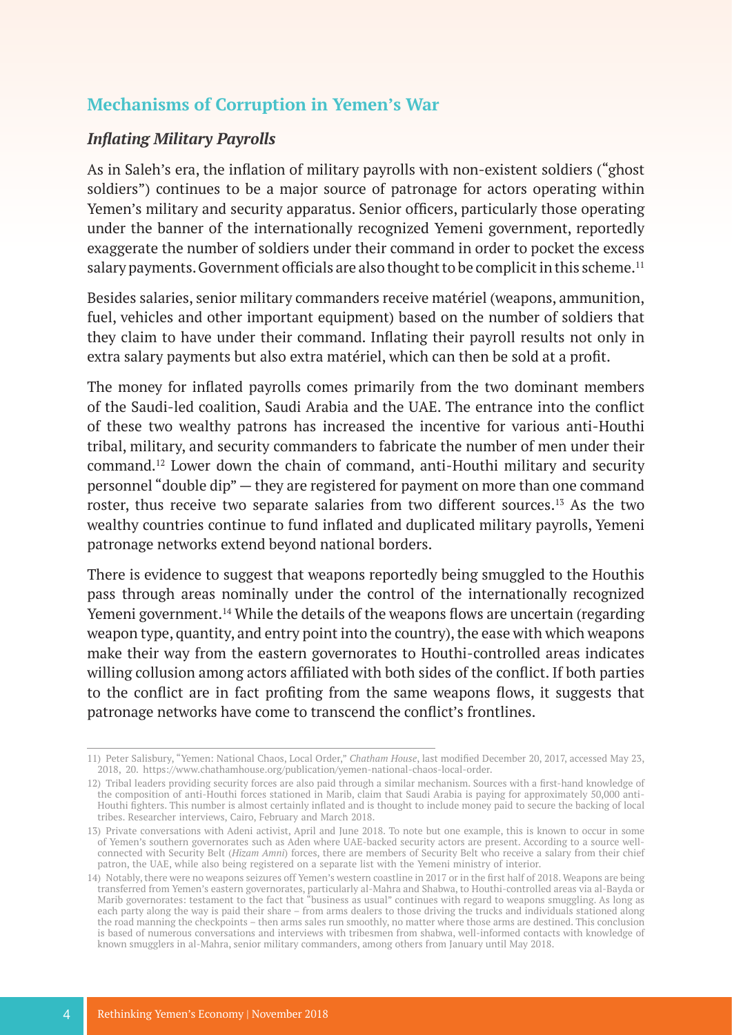## Mechanisms of Corruption in Yemen's War

### *Inflating Military Payrolls*

As in Saleh's era, the inflation of military payrolls with non-existent soldiers ("ghost soldiers") continues to be a major source of patronage for actors operating within Yemen's military and security apparatus. Senior officers, particularly those operating under the banner of the internationally recognized Yemeni government, reportedly exaggerate the number of soldiers under their command in order to pocket the excess salary payments. Government officials are also thought to be complicit in this scheme.[11]

Besides salaries, senior military commanders receive matériel (weapons, ammunition, fuel, vehicles and other important equipment) based on the number of soldiers that they claim to have under their command. Inflating their payroll results not only in extra salary payments but also extra matériel, which can then be sold at a profit.

The money for inflated payrolls comes primarily from the two dominant members of the Saudi-led coalition, Saudi Arabia and the UAE. The entrance into the conflict of these two wealthy patrons has increased the incentive for various anti-Houthi tribal, military, and security commanders to fabricate the number of men under their command.[12] Lower down the chain of command, anti-Houthi military and security personnel "double dip" — they are registered for payment on more than one command roster, thus receive two separate salaries from two different sources.[13] As the two wealthy countries continue to fund inflated and duplicated military payrolls, Yemeni patronage networks extend beyond national borders.

There is evidence to suggest that weapons reportedly being smuggled to the Houthis pass through areas nominally under the control of the internationally recognized Yemeni government.[14] While the details of the weapons flows are uncertain (regarding weapon type, quantity, and entry point into the country), the ease with which weapons make their way from the eastern governorates to Houthi-controlled areas indicates willing collusion among actors affiliated with both sides of the conflict. If both parties to the conflict are in fact profiting from the same weapons flows, it suggests that patronage networks have come to transcend the conflict's frontlines.

---

11) Peter Salisbury, "Yemen: National Chaos, Local Order," *Chatham House*, last modified December 20, 2017, accessed May 23, 2018, 20. https://www.chathamhouse.org/publication/yemen-national-chaos-local-order.

12) Tribal leaders providing security forces are also paid through a similar mechanism. Sources with a first-hand knowledge of the composition of anti-Houthi forces stationed in Marib, claim that Saudi Arabia is paying for approximately 50,000 anti-Houthi fighters. This number is almost certainly inflated and is thought to include money paid to secure the backing of local tribes. Researcher interviews, Cairo, February and March 2018.

13) Private conversations with Adeni activist, April and June 2018. To note but one example, this is known to occur in some of Yemen's southern governorates such as Aden where UAE-backed security actors are present. According to a source well-connected with Security Belt (*Hizam Amni*) forces, there are members of Security Belt who receive a salary from their chief patron, the UAE, while also being registered on a separate list with the Yemeni ministry of interior.

14) Notably, there were no weapons seizures off Yemen's western coastline in 2017 or in the first half of 2018. Weapons are being transferred from Yemen's eastern governorates, particularly al-Mahra and Shabwa, to Houthi-controlled areas via al-Bayda or Marib governorates: testament to the fact that "business as usual" continues with regard to weapons smuggling. As long as each party along the way is paid their share – from arms dealers to those driving the trucks and individuals stationed along the road manning the checkpoints – then arms sales run smoothly, no matter where those arms are destined. This conclusion is based of numerous conversations and interviews with tribesmen from shabwa, well-informed contacts with knowledge of known smugglers in al-Mahra, senior military commanders, among others from January until May 2018.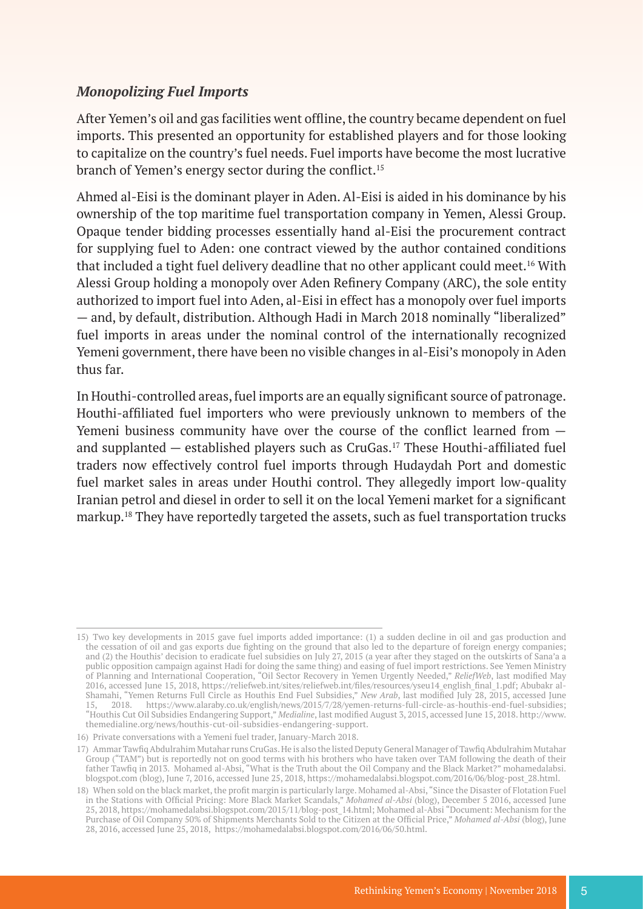### *Monopolizing Fuel Imports*

After Yemen's oil and gas facilities went offline, the country became dependent on fuel imports. This presented an opportunity for established players and for those looking to capitalize on the country's fuel needs. Fuel imports have become the most lucrative branch of Yemen's energy sector during the conflict.[15]

Ahmed al-Eisi is the dominant player in Aden. Al-Eisi is aided in his dominance by his ownership of the top maritime fuel transportation company in Yemen, Alessi Group. Opaque tender bidding processes essentially hand al-Eisi the procurement contract for supplying fuel to Aden: one contract viewed by the author contained conditions that included a tight fuel delivery deadline that no other applicant could meet.[16] With Alessi Group holding a monopoly over Aden Refinery Company (ARC), the sole entity authorized to import fuel into Aden, al-Eisi in effect has a monopoly over fuel imports — and, by default, distribution. Although Hadi in March 2018 nominally "liberalized" fuel imports in areas under the nominal control of the internationally recognized Yemeni government, there have been no visible changes in al-Eisi's monopoly in Aden thus far.

In Houthi-controlled areas, fuel imports are an equally significant source of patronage. Houthi-affiliated fuel importers who were previously unknown to members of the Yemeni business community have over the course of the conflict learned from — and supplanted — established players such as CruGas.[17] These Houthi-affiliated fuel traders now effectively control fuel imports through Hudaydah Port and domestic fuel market sales in areas under Houthi control. They allegedly import low-quality Iranian petrol and diesel in order to sell it on the local Yemeni market for a significant markup.[18] They have reportedly targeted the assets, such as fuel transportation trucks

---

15) Two key developments in 2015 gave fuel imports added importance: (1) a sudden decline in oil and gas production and the cessation of oil and gas exports due fighting on the ground that also led to the departure of foreign energy companies; and (2) the Houthis' decision to eradicate fuel subsidies on July 27, 2015 (a year after they staged on the outskirts of Sana'a a public opposition campaign against Hadi for doing the same thing) and easing of fuel import restrictions. See Yemen Ministry of Planning and International Cooperation, "Oil Sector Recovery in Yemen Urgently Needed," *ReliefWeb*, last modified May 2016, accessed June 15, 2018, https://reliefweb.int/sites/reliefweb.int/files/resources/yseu14_english_final_1.pdf; Abubakr al-Shamahi, "Yemen Returns Full Circle as Houthis End Fuel Subsidies," *New Arab*, last modified July 28, 2015, accessed June 15, 2018. https://www.alaraby.co.uk/english/news/2015/7/28/yemen-returns-full-circle-as-houthis-end-fuel-subsidies; "Houthis Cut Oil Subsidies Endangering Support," *Medialine*, last modified August 3, 2015, accessed June 15, 2018. http://www.themedialine.org/news/houthis-cut-oil-subsidies-endangering-support.

16) Private conversations with a Yemeni fuel trader, January-March 2018.

17) Ammar Tawfiq Abdulrahim Mutahar runs CruGas. He is also the listed Deputy General Manager of Tawfiq Abdulrahim Mutahar Group ("TAM") but is reportedly not on good terms with his brothers who have taken over TAM following the death of their father Tawfiq in 2013. Mohamed al-Absi, "What is the Truth about the Oil Company and the Black Market?" mohamedalabsi.blogspot.com (blog), June 7, 2016, accessed June 25, 2018, https://mohamedalabsi.blogspot.com/2016/06/blog-post_28.html.

18) When sold on the black market, the profit margin is particularly large. Mohamed al-Absi, "Since the Disaster of Flotation Fuel in the Stations with Official Pricing: More Black Market Scandals," *Mohamed al-Absi* (blog), December 5 2016, accessed June 25, 2018, https://mohamedalabsi.blogspot.com/2015/11/blog-post_14.html; Mohamed al-Absi "Document: Mechanism for the Purchase of Oil Company 50% of Shipments Merchants Sold to the Citizen at the Official Price," *Mohamed al-Absi* (blog), June 28, 2016, accessed June 25, 2018, https://mohamedalabsi.blogspot.com/2016/06/50.html.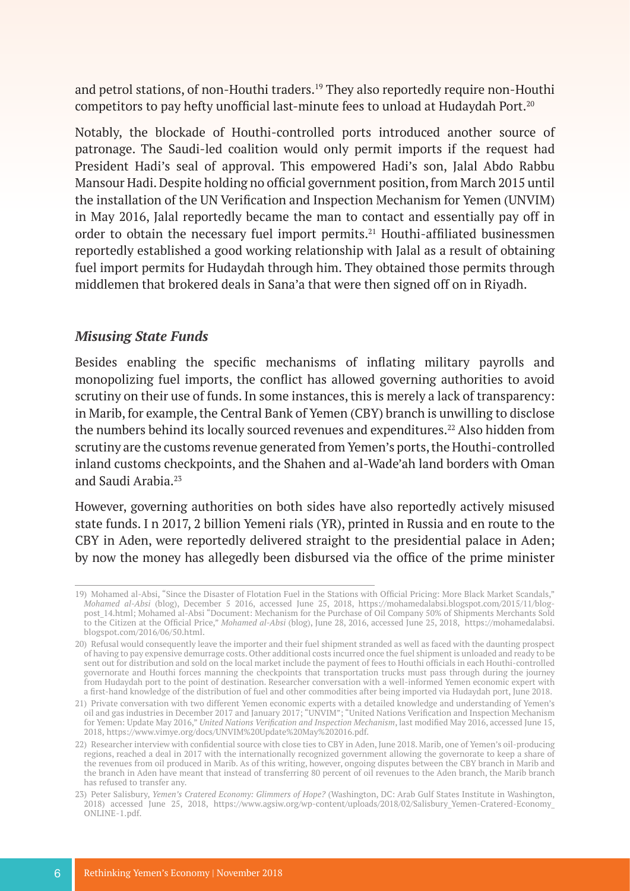and petrol stations, of non-Houthi traders.[19] They also reportedly require non-Houthi competitors to pay hefty unofficial last-minute fees to unload at Hudaydah Port.[20]

Notably, the blockade of Houthi-controlled ports introduced another source of patronage. The Saudi-led coalition would only permit imports if the request had President Hadi's seal of approval. This empowered Hadi's son, Jalal Abdo Rabbu Mansour Hadi. Despite holding no official government position, from March 2015 until the installation of the UN Verification and Inspection Mechanism for Yemen (UNVIM) in May 2016, Jalal reportedly became the man to contact and essentially pay off in order to obtain the necessary fuel import permits.[21] Houthi-affiliated businessmen reportedly established a good working relationship with Jalal as a result of obtaining fuel import permits for Hudaydah through him. They obtained those permits through middlemen that brokered deals in Sana'a that were then signed off on in Riyadh.

### *Misusing State Funds*

Besides enabling the specific mechanisms of inflating military payrolls and monopolizing fuel imports, the conflict has allowed governing authorities to avoid scrutiny on their use of funds. In some instances, this is merely a lack of transparency: in Marib, for example, the Central Bank of Yemen (CBY) branch is unwilling to disclose the numbers behind its locally sourced revenues and expenditures.[22] Also hidden from scrutiny are the customs revenue generated from Yemen's ports, the Houthi-controlled inland customs checkpoints, and the Shahen and al-Wade'ah land borders with Oman and Saudi Arabia.[23]

However, governing authorities on both sides have also reportedly actively misused state funds. I n 2017, 2 billion Yemeni rials (YR), printed in Russia and en route to the CBY in Aden, were reportedly delivered straight to the presidential palace in Aden; by now the money has allegedly been disbursed via the office of the prime minister

---

19) Mohamed al-Absi, "Since the Disaster of Flotation Fuel in the Stations with Official Pricing: More Black Market Scandals," *Mohamed al-Absi* (blog), December 5 2016, accessed June 25, 2018, https://mohamedalabsi.blogspot.com/2015/11/blog-post_14.html; Mohamed al-Absi "Document: Mechanism for the Purchase of Oil Company 50% of Shipments Merchants Sold to the Citizen at the Official Price," *Mohamed al-Absi* (blog), June 28, 2016, accessed June 25, 2018, https://mohamedalabsi.blogspot.com/2016/06/50.html.

20) Refusal would consequently leave the importer and their fuel shipment stranded as well as faced with the daunting prospect of having to pay expensive demurrage costs. Other additional costs incurred once the fuel shipment is unloaded and ready to be sent out for distribution and sold on the local market include the payment of fees to Houthi officials in each Houthi-controlled governorate and Houthi forces manning the checkpoints that transportation trucks must pass through during the journey from Hudaydah port to the point of destination. Researcher conversation with a well-informed Yemen economic expert with a first-hand knowledge of the distribution of fuel and other commodities after being imported via Hudaydah port, June 2018.

21) Private conversation with two different Yemen economic experts with a detailed knowledge and understanding of Yemen's oil and gas industries in December 2017 and January 2017; "UNVIM"; "United Nations Verification and Inspection Mechanism for Yemen: Update May 2016," *United Nations Verification and Inspection Mechanism*, last modified May 2016, accessed June 15, 2018, https://www.vimye.org/docs/UNVIM%20Update%20May%202016.pdf.

22) Researcher interview with confidential source with close ties to CBY in Aden, June 2018. Marib, one of Yemen's oil-producing regions, reached a deal in 2017 with the internationally recognized government allowing the governorate to keep a share of the revenues from oil produced in Marib. As of this writing, however, ongoing disputes between the CBY branch in Marib and the branch in Aden have meant that instead of transferring 80 percent of oil revenues to the Aden branch, the Marib branch has refused to transfer any.

23) Peter Salisbury, *Yemen's Cratered Economy: Glimmers of Hope?* (Washington, DC: Arab Gulf States Institute in Washington, 2018) accessed June 25, 2018, https://www.agsiw.org/wp-content/uploads/2018/02/Salisbury_Yemen-Cratered-Economy_ONLINE-1.pdf.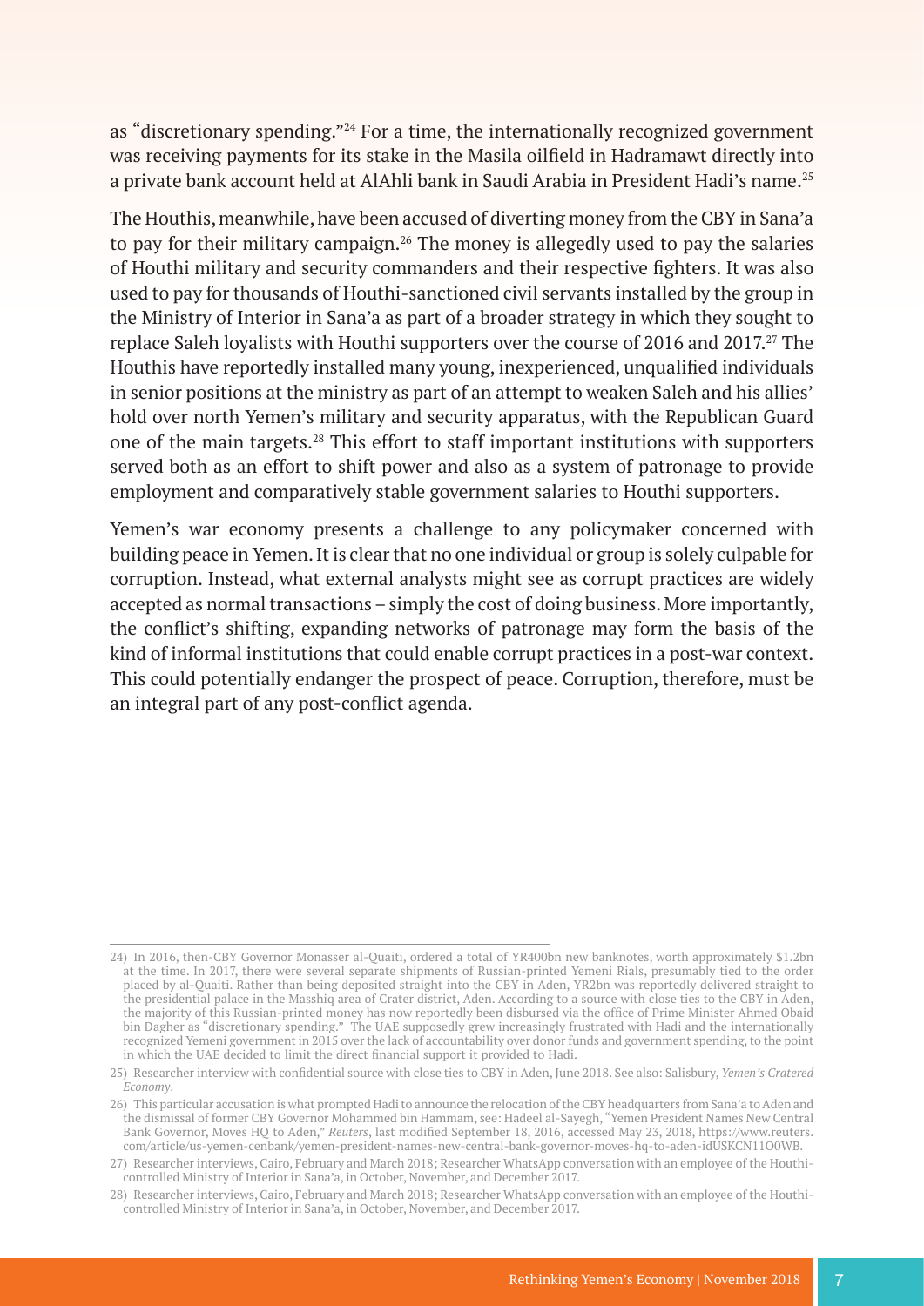as "discretionary spending."[24] For a time, the internationally recognized government was receiving payments for its stake in the Masila oilfield in Hadramawt directly into a private bank account held at AlAhli bank in Saudi Arabia in President Hadi's name.[25]

The Houthis, meanwhile, have been accused of diverting money from the CBY in Sana'a to pay for their military campaign.[26] The money is allegedly used to pay the salaries of Houthi military and security commanders and their respective fighters. It was also used to pay for thousands of Houthi-sanctioned civil servants installed by the group in the Ministry of Interior in Sana'a as part of a broader strategy in which they sought to replace Saleh loyalists with Houthi supporters over the course of 2016 and 2017.[27] The Houthis have reportedly installed many young, inexperienced, unqualified individuals in senior positions at the ministry as part of an attempt to weaken Saleh and his allies' hold over north Yemen's military and security apparatus, with the Republican Guard one of the main targets.[28] This effort to staff important institutions with supporters served both as an effort to shift power and also as a system of patronage to provide employment and comparatively stable government salaries to Houthi supporters.

Yemen's war economy presents a challenge to any policymaker concerned with building peace in Yemen. It is clear that no one individual or group is solely culpable for corruption. Instead, what external analysts might see as corrupt practices are widely accepted as normal transactions – simply the cost of doing business. More importantly, the conflict's shifting, expanding networks of patronage may form the basis of the kind of informal institutions that could enable corrupt practices in a post-war context. This could potentially endanger the prospect of peace. Corruption, therefore, must be an integral part of any post-conflict agenda.

---

24) In 2016, then-CBY Governor Monasser al-Quaiti, ordered a total of YR400bn new banknotes, worth approximately $1.2bn at the time. In 2017, there were several separate shipments of Russian-printed Yemeni Rials, presumably tied to the order placed by al-Quaiti. Rather than being deposited straight into the CBY in Aden, YR2bn was reportedly delivered straight to the presidential palace in the Masshiq area of Crater district, Aden. According to a source with close ties to the CBY in Aden, the majority of this Russian-printed money has now reportedly been disbursed via the office of Prime Minister Ahmed Obaid bin Dagher as "discretionary spending." The UAE supposedly grew increasingly frustrated with Hadi and the internationally recognized Yemeni government in 2015 over the lack of accountability over donor funds and government spending, to the point in which the UAE decided to limit the direct financial support it provided to Hadi.

25) Researcher interview with confidential source with close ties to CBY in Aden, June 2018. See also: Salisbury, *Yemen's Cratered Economy*.

26) This particular accusation is what prompted Hadi to announce the relocation of the CBY headquarters from Sana'a to Aden and the dismissal of former CBY Governor Mohammed bin Hammam, see: Hadeel al-Sayegh, "Yemen President Names New Central Bank Governor, Moves HQ to Aden," *Reuters*, last modified September 18, 2016, accessed May 23, 2018, https://www.reuters.com/article/us-yemen-cenbank/yemen-president-names-new-central-bank-governor-moves-hq-to-aden-idUSKCN11O0WB.

27) Researcher interviews, Cairo, February and March 2018; Researcher WhatsApp conversation with an employee of the Houthi-controlled Ministry of Interior in Sana'a, in October, November, and December 2017.

28) Researcher interviews, Cairo, February and March 2018; Researcher WhatsApp conversation with an employee of the Houthi-controlled Ministry of Interior in Sana'a, in October, November, and December 2017.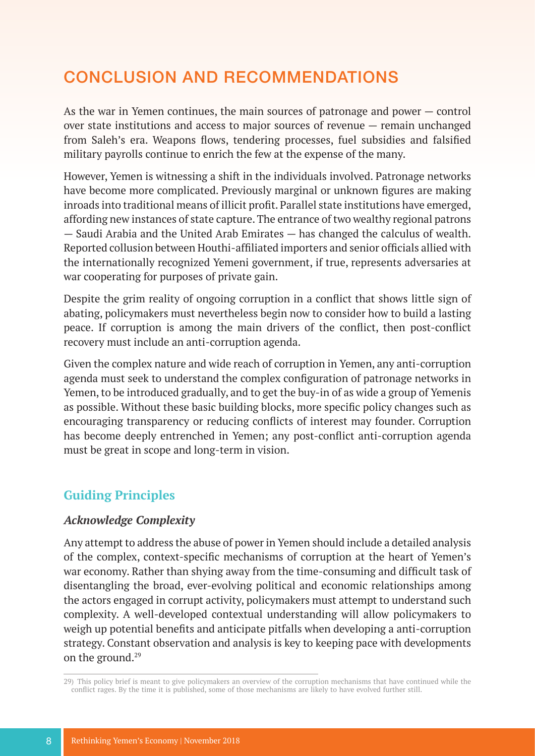## CONCLUSION AND RECOMMENDATIONS

As the war in Yemen continues, the main sources of patronage and power — control over state institutions and access to major sources of revenue — remain unchanged from Saleh's era. Weapons flows, tendering processes, fuel subsidies and falsified military payrolls continue to enrich the few at the expense of the many.

However, Yemen is witnessing a shift in the individuals involved. Patronage networks have become more complicated. Previously marginal or unknown figures are making inroads into traditional means of illicit profit. Parallel state institutions have emerged, affording new instances of state capture. The entrance of two wealthy regional patrons — Saudi Arabia and the United Arab Emirates — has changed the calculus of wealth. Reported collusion between Houthi-affiliated importers and senior officials allied with the internationally recognized Yemeni government, if true, represents adversaries at war cooperating for purposes of private gain.

Despite the grim reality of ongoing corruption in a conflict that shows little sign of abating, policymakers must nevertheless begin now to consider how to build a lasting peace. If corruption is among the main drivers of the conflict, then post-conflict recovery must include an anti-corruption agenda.

Given the complex nature and wide reach of corruption in Yemen, any anti-corruption agenda must seek to understand the complex configuration of patronage networks in Yemen, to be introduced gradually, and to get the buy-in of as wide a group of Yemenis as possible. Without these basic building blocks, more specific policy changes such as encouraging transparency or reducing conflicts of interest may founder. Corruption has become deeply entrenched in Yemen; any post-conflict anti-corruption agenda must be great in scope and long-term in vision.

### Guiding Principles

#### *Acknowledge Complexity*

Any attempt to address the abuse of power in Yemen should include a detailed analysis of the complex, context-specific mechanisms of corruption at the heart of Yemen's war economy. Rather than shying away from the time-consuming and difficult task of disentangling the broad, ever-evolving political and economic relationships among the actors engaged in corrupt activity, policymakers must attempt to understand such complexity. A well-developed contextual understanding will allow policymakers to weigh up potential benefits and anticipate pitfalls when developing a anti-corruption strategy. Constant observation and analysis is key to keeping pace with developments on the ground.[29]

29) This policy brief is meant to give policymakers an overview of the corruption mechanisms that have continued while the conflict rages. By the time it is published, some of those mechanisms are likely to have evolved further still.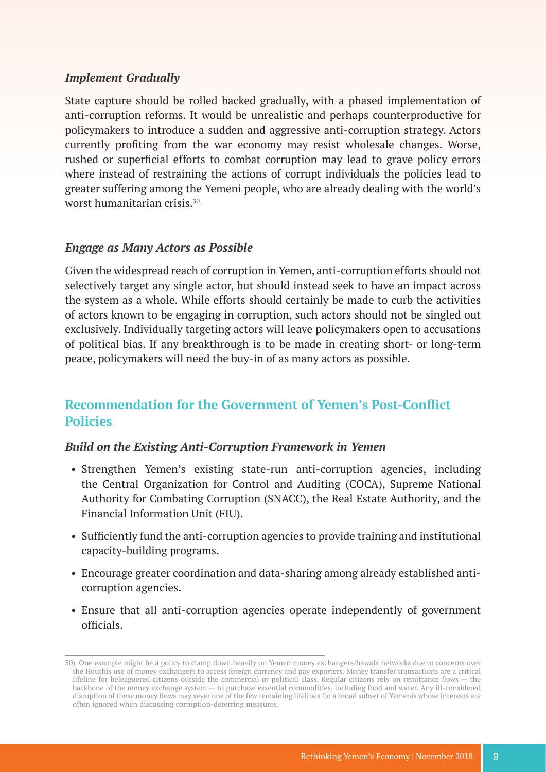### *Implement Gradually*

State capture should be rolled backed gradually, with a phased implementation of anti-corruption reforms. It would be unrealistic and perhaps counterproductive for policymakers to introduce a sudden and aggressive anti-corruption strategy. Actors currently profiting from the war economy may resist wholesale changes. Worse, rushed or superficial efforts to combat corruption may lead to grave policy errors where instead of restraining the actions of corrupt individuals the policies lead to greater suffering among the Yemeni people, who are already dealing with the world's worst humanitarian crisis.[30]

### *Engage as Many Actors as Possible*

Given the widespread reach of corruption in Yemen, anti-corruption efforts should not selectively target any single actor, but should instead seek to have an impact across the system as a whole. While efforts should certainly be made to curb the activities of actors known to be engaging in corruption, such actors should not be singled out exclusively. Individually targeting actors will leave policymakers open to accusations of political bias. If any breakthrough is to be made in creating short- or long-term peace, policymakers will need the buy-in of as many actors as possible.

## Recommendation for the Government of Yemen's Post-Conflict Policies

### *Build on the Existing Anti-Corruption Framework in Yemen*

- Strengthen Yemen's existing state-run anti-corruption agencies, including the Central Organization for Control and Auditing (COCA), Supreme National Authority for Combating Corruption (SNACC), the Real Estate Authority, and the Financial Information Unit (FIU).
- Sufficiently fund the anti-corruption agencies to provide training and institutional capacity-building programs.
- Encourage greater coordination and data-sharing among already established anti-corruption agencies.
- Ensure that all anti-corruption agencies operate independently of government officials.

---

30) One example might be a policy to clamp down heavily on Yemen money exchangers/hawala networks due to concerns over the Houthis use of money exchangers to access foreign currency and pay exporters. Money transfer transactions are a critical lifeline for beleaguered citizens outside the commercial or political class. Regular citizens rely on remittance flows — the backbone of the money exchange system — to purchase essential commodities, including food and water. Any ill-considered disruption of these money flows may sever one of the few remaining lifelines for a broad subset of Yemenis whose interests are often ignored when discussing corruption-deterring measures.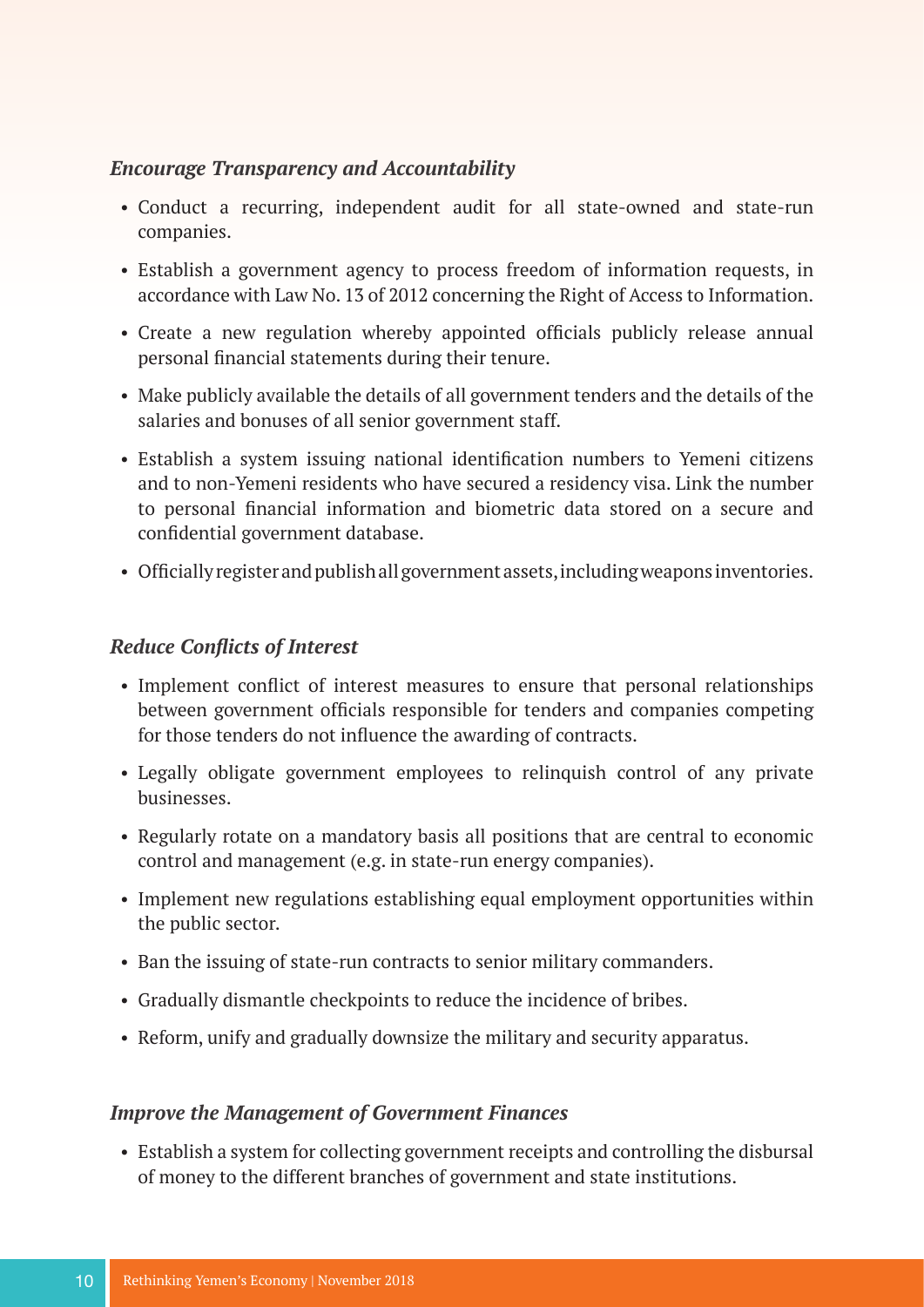*Encourage Transparency and Accountability*

- Conduct a recurring, independent audit for all state-owned and state-run companies.
- Establish a government agency to process freedom of information requests, in accordance with Law No. 13 of 2012 concerning the Right of Access to Information.
- Create a new regulation whereby appointed officials publicly release annual personal financial statements during their tenure.
- Make publicly available the details of all government tenders and the details of the salaries and bonuses of all senior government staff.
- Establish a system issuing national identification numbers to Yemeni citizens and to non-Yemeni residents who have secured a residency visa. Link the number to personal financial information and biometric data stored on a secure and confidential government database.
- Officially register and publish all government assets, including weapons inventories.

*Reduce Conflicts of Interest*

- Implement conflict of interest measures to ensure that personal relationships between government officials responsible for tenders and companies competing for those tenders do not influence the awarding of contracts.
- Legally obligate government employees to relinquish control of any private businesses.
- Regularly rotate on a mandatory basis all positions that are central to economic control and management (e.g. in state-run energy companies).
- Implement new regulations establishing equal employment opportunities within the public sector.
- Ban the issuing of state-run contracts to senior military commanders.
- Gradually dismantle checkpoints to reduce the incidence of bribes.
- Reform, unify and gradually downsize the military and security apparatus.

*Improve the Management of Government Finances*

- Establish a system for collecting government receipts and controlling the disbursal of money to the different branches of government and state institutions.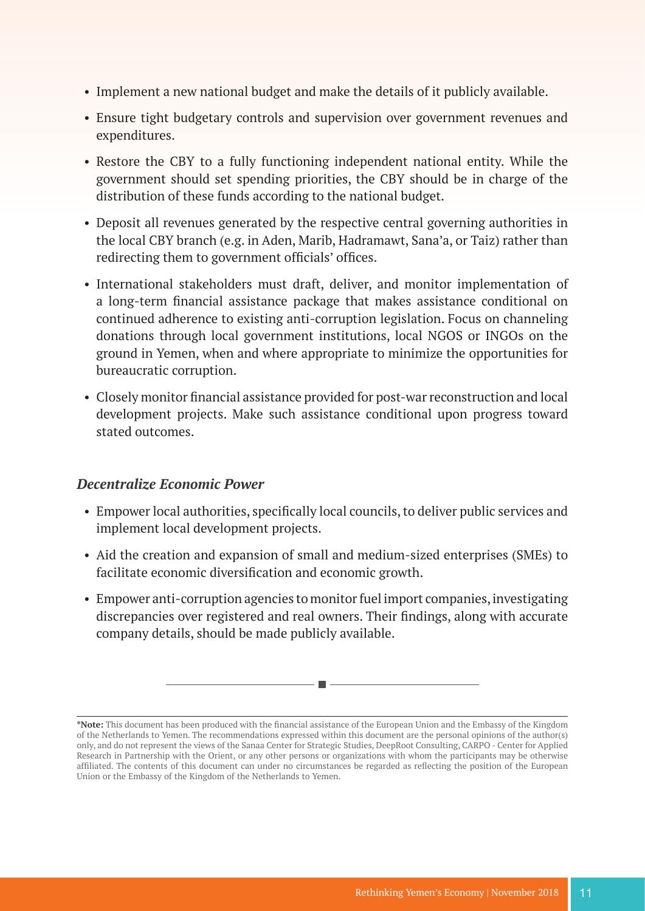- Implement a new national budget and make the details of it publicly available.
- Ensure tight budgetary controls and supervision over government revenues and expenditures.
- Restore the CBY to a fully functioning independent national entity. While the government should set spending priorities, the CBY should be in charge of the distribution of these funds according to the national budget.
- Deposit all revenues generated by the respective central governing authorities in the local CBY branch (e.g. in Aden, Marib, Hadramawt, Sana'a, or Taiz) rather than redirecting them to government officials' offices.
- International stakeholders must draft, deliver, and monitor implementation of a long-term financial assistance package that makes assistance conditional on continued adherence to existing anti-corruption legislation. Focus on channeling donations through local government institutions, local NGOS or INGOs on the ground in Yemen, when and where appropriate to minimize the opportunities for bureaucratic corruption.
- Closely monitor financial assistance provided for post-war reconstruction and local development projects. Make such assistance conditional upon progress toward stated outcomes.

### *Decentralize Economic Power*

- Empower local authorities, specifically local councils, to deliver public services and implement local development projects.
- Aid the creation and expansion of small and medium-sized enterprises (SMEs) to facilitate economic diversification and economic growth.
- Empower anti-corruption agencies to monitor fuel import companies, investigating discrepancies over registered and real owners. Their findings, along with accurate company details, should be made publicly available.

---

***Note:** This document has been produced with the financial assistance of the European Union and the Embassy of the Kingdom of the Netherlands to Yemen. The recommendations expressed within this document are the personal opinions of the author(s) only, and do not represent the views of the Sanaa Center for Strategic Studies, DeepRoot Consulting, CARPO - Center for Applied Research in Partnership with the Orient, or any other persons or organizations with whom the participants may be otherwise affiliated. The contents of this document can under no circumstances be regarded as reflecting the position of the European Union or the Embassy of the Kingdom of the Netherlands to Yemen.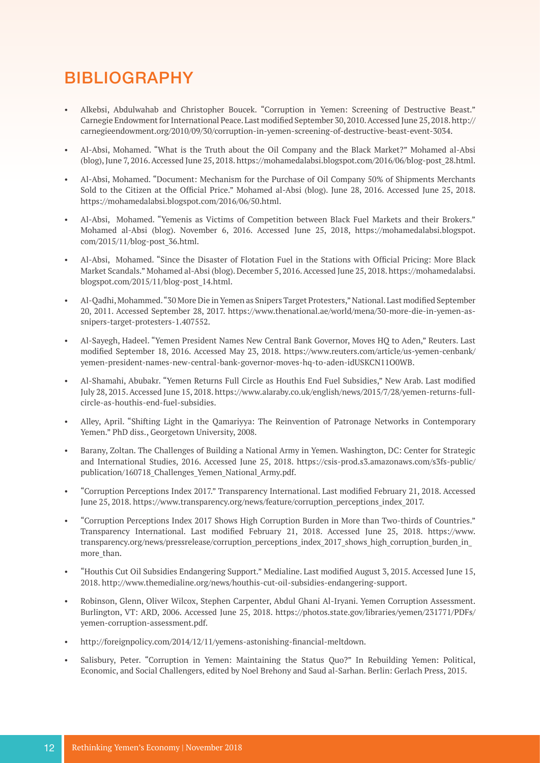# BIBLIOGRAPHY

- Alkebsi, Abdulwahab and Christopher Boucek. "Corruption in Yemen: Screening of Destructive Beast." Carnegie Endowment for International Peace. Last modified September 30, 2010. Accessed June 25, 2018. http://carnegieendowment.org/2010/09/30/corruption-in-yemen-screening-of-destructive-beast-event-3034.
- Al-Absi, Mohamed. "What is the Truth about the Oil Company and the Black Market?" Mohamed al-Absi (blog), June 7, 2016. Accessed June 25, 2018. https://mohamedalabsi.blogspot.com/2016/06/blog-post_28.html.
- Al-Absi, Mohamed. "Document: Mechanism for the Purchase of Oil Company 50% of Shipments Merchants Sold to the Citizen at the Official Price." Mohamed al-Absi (blog). June 28, 2016. Accessed June 25, 2018. https://mohamedalabsi.blogspot.com/2016/06/50.html.
- Al-Absi, Mohamed. "Yemenis as Victims of Competition between Black Fuel Markets and their Brokers." Mohamed al-Absi (blog). November 6, 2016. Accessed June 25, 2018, https://mohamedalabsi.blogspot.com/2015/11/blog-post_36.html.
- Al-Absi, Mohamed. "Since the Disaster of Flotation Fuel in the Stations with Official Pricing: More Black Market Scandals." Mohamed al-Absi (blog). December 5, 2016. Accessed June 25, 2018. https://mohamedalabsi.blogspot.com/2015/11/blog-post_14.html.
- Al-Qadhi, Mohammed. "30 More Die in Yemen as Snipers Target Protesters," National. Last modified September 20, 2011. Accessed September 28, 2017. https://www.thenational.ae/world/mena/30-more-die-in-yemen-as-snipers-target-protesters-1.407552.
- Al-Sayegh, Hadeel. "Yemen President Names New Central Bank Governor, Moves HQ to Aden," Reuters. Last modified September 18, 2016. Accessed May 23, 2018. https://www.reuters.com/article/us-yemen-cenbank/yemen-president-names-new-central-bank-governor-moves-hq-to-aden-idUSKCN11O0WB.
- Al-Shamahi, Abubakr. "Yemen Returns Full Circle as Houthis End Fuel Subsidies," New Arab. Last modified July 28, 2015. Accessed June 15, 2018. https://www.alaraby.co.uk/english/news/2015/7/28/yemen-returns-full-circle-as-houthis-end-fuel-subsidies.
- Alley, April. "Shifting Light in the Qamariyya: The Reinvention of Patronage Networks in Contemporary Yemen." PhD diss., Georgetown University, 2008.
- Barany, Zoltan. The Challenges of Building a National Army in Yemen. Washington, DC: Center for Strategic and International Studies, 2016. Accessed June 25, 2018. https://csis-prod.s3.amazonaws.com/s3fs-public/publication/160718_Challenges_Yemen_National_Army.pdf.
- "Corruption Perceptions Index 2017." Transparency International. Last modified February 21, 2018. Accessed June 25, 2018. https://www.transparency.org/news/feature/corruption_perceptions_index_2017.
- "Corruption Perceptions Index 2017 Shows High Corruption Burden in More than Two-thirds of Countries." Transparency International. Last modified February 21, 2018. Accessed June 25, 2018. https://www.transparency.org/news/pressrelease/corruption_perceptions_index_2017_shows_high_corruption_burden_in_more_than.
- "Houthis Cut Oil Subsidies Endangering Support." Medialine. Last modified August 3, 2015. Accessed June 15, 2018. http://www.themedialine.org/news/houthis-cut-oil-subsidies-endangering-support.
- Robinson, Glenn, Oliver Wilcox, Stephen Carpenter, Abdul Ghani Al-Iryani. Yemen Corruption Assessment. Burlington, VT: ARD, 2006. Accessed June 25, 2018. https://photos.state.gov/libraries/yemen/231771/PDFs/yemen-corruption-assessment.pdf.
- http://foreignpolicy.com/2014/12/11/yemens-astonishing-financial-meltdown.
- Salisbury, Peter. "Corruption in Yemen: Maintaining the Status Quo?" In Rebuilding Yemen: Political, Economic, and Social Challengers, edited by Noel Brehony and Saud al-Sarhan. Berlin: Gerlach Press, 2015.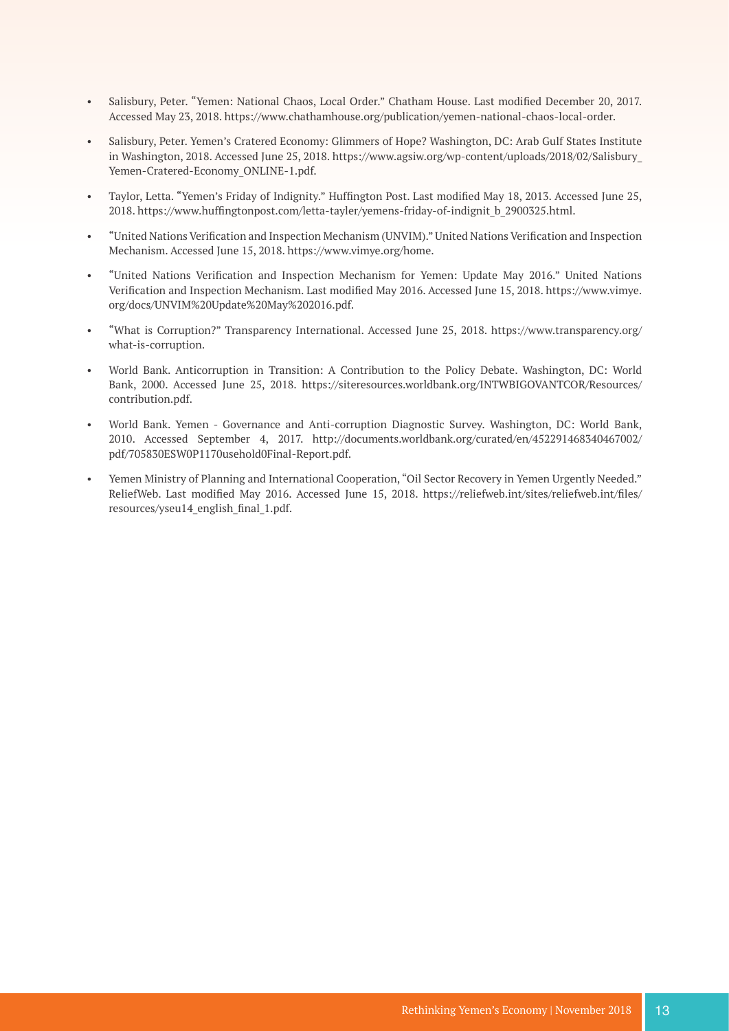- Salisbury, Peter. "Yemen: National Chaos, Local Order." Chatham House. Last modified December 20, 2017. Accessed May 23, 2018. https://www.chathamhouse.org/publication/yemen-national-chaos-local-order.
- Salisbury, Peter. Yemen's Cratered Economy: Glimmers of Hope? Washington, DC: Arab Gulf States Institute in Washington, 2018. Accessed June 25, 2018. https://www.agsiw.org/wp-content/uploads/2018/02/Salisbury_Yemen-Cratered-Economy_ONLINE-1.pdf.
- Taylor, Letta. "Yemen's Friday of Indignity." Huffington Post. Last modified May 18, 2013. Accessed June 25, 2018. https://www.huffingtonpost.com/letta-tayler/yemens-friday-of-indignit_b_2900325.html.
- "United Nations Verification and Inspection Mechanism (UNVIM)." United Nations Verification and Inspection Mechanism. Accessed June 15, 2018. https://www.vimye.org/home.
- "United Nations Verification and Inspection Mechanism for Yemen: Update May 2016." United Nations Verification and Inspection Mechanism. Last modified May 2016. Accessed June 15, 2018. https://www.vimye.org/docs/UNVIM%20Update%20May%202016.pdf.
- "What is Corruption?" Transparency International. Accessed June 25, 2018. https://www.transparency.org/what-is-corruption.
- World Bank. Anticorruption in Transition: A Contribution to the Policy Debate. Washington, DC: World Bank, 2000. Accessed June 25, 2018. https://siteresources.worldbank.org/INTWBIGOVANTCOR/Resources/contribution.pdf.
- World Bank. Yemen - Governance and Anti-corruption Diagnostic Survey. Washington, DC: World Bank, 2010. Accessed September 4, 2017. http://documents.worldbank.org/curated/en/452291468340467002/pdf/705830ESW0P1170usehold0Final-Report.pdf.
- Yemen Ministry of Planning and International Cooperation, "Oil Sector Recovery in Yemen Urgently Needed." ReliefWeb. Last modified May 2016. Accessed June 15, 2018. https://reliefweb.int/sites/reliefweb.int/files/resources/yseu14_english_final_1.pdf.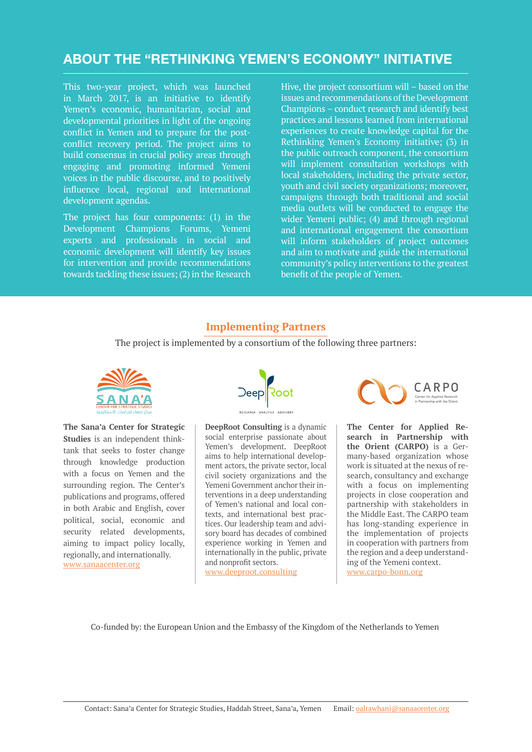## ABOUT THE "RETHINKING YEMEN'S ECONOMY" INITIATIVE

This two-year project, which was launched in March 2017, is an initiative to identify Yemen's economic, humanitarian, social and developmental priorities in light of the ongoing conflict in Yemen and to prepare for the post-conflict recovery period. The project aims to build consensus in crucial policy areas through engaging and promoting informed Yemeni voices in the public discourse, and to positively influence local, regional and international development agendas.

The project has four components: (1) in the Development Champions Forums, Yemeni experts and professionals in social and economic development will identify key issues for intervention and provide recommendations towards tackling these issues; (2) in the Research Hive, the project consortium will – based on the issues and recommendations of the Development Champions – conduct research and identify best practices and lessons learned from international experiences to create knowledge capital for the Rethinking Yemen's Economy initiative; (3) in the public outreach component, the consortium will implement consultation workshops with local stakeholders, including the private sector, youth and civil society organizations; moreover, campaigns through both traditional and social media outlets will be conducted to engage the wider Yemeni public; (4) and through regional and international engagement the consortium will inform stakeholders of project outcomes and aim to motivate and guide the international community's policy interventions to the greatest benefit of the people of Yemen.

### Implementing Partners

The project is implemented by a consortium of the following three partners:

SANA'A CENTER FOR STRATEGIC STUDIES
مركز صنعاء للدراسات الاستراتيجية

**The Sana'a Center for Strategic Studies** is an independent think-tank that seeks to foster change through knowledge production with a focus on Yemen and the surrounding region. The Center's publications and programs, offered in both Arabic and English, cover political, social, economic and security related developments, aiming to impact policy locally, regionally, and internationally.
www.sanaacenter.org

DeepRoot
RESEARCH . ANALYSIS . ADVISORY

**DeepRoot Consulting** is a dynamic social enterprise passionate about Yemen's development. DeepRoot aims to help international development actors, the private sector, local civil society organizations and the Yemeni Government anchor their interventions in a deep understanding of Yemen's national and local contexts, and international best practices. Our leadership team and advisory board has decades of combined experience working in Yemen and internationally in the public, private and nonprofit sectors.
www.deeproot.consulting

CARPO
Center for Applied Research in Partnership with the Orient

**The Center for Applied Research in Partnership with the Orient (CARPO)** is a Germany-based organization whose work is situated at the nexus of research, consultancy and exchange with a focus on implementing projects in close cooperation and partnership with stakeholders in the Middle East. The CARPO team has long-standing experience in the implementation of projects in cooperation with partners from the region and a deep understanding of the Yemeni context.
www.carpo-bonn.org

Co-funded by: the European Union and the Embassy of the Kingdom of the Netherlands to Yemen

Contact: Sana'a Center for Strategic Studies, Haddah Street, Sana'a, Yemen     Email: oalrawhani@sanaacenter.org